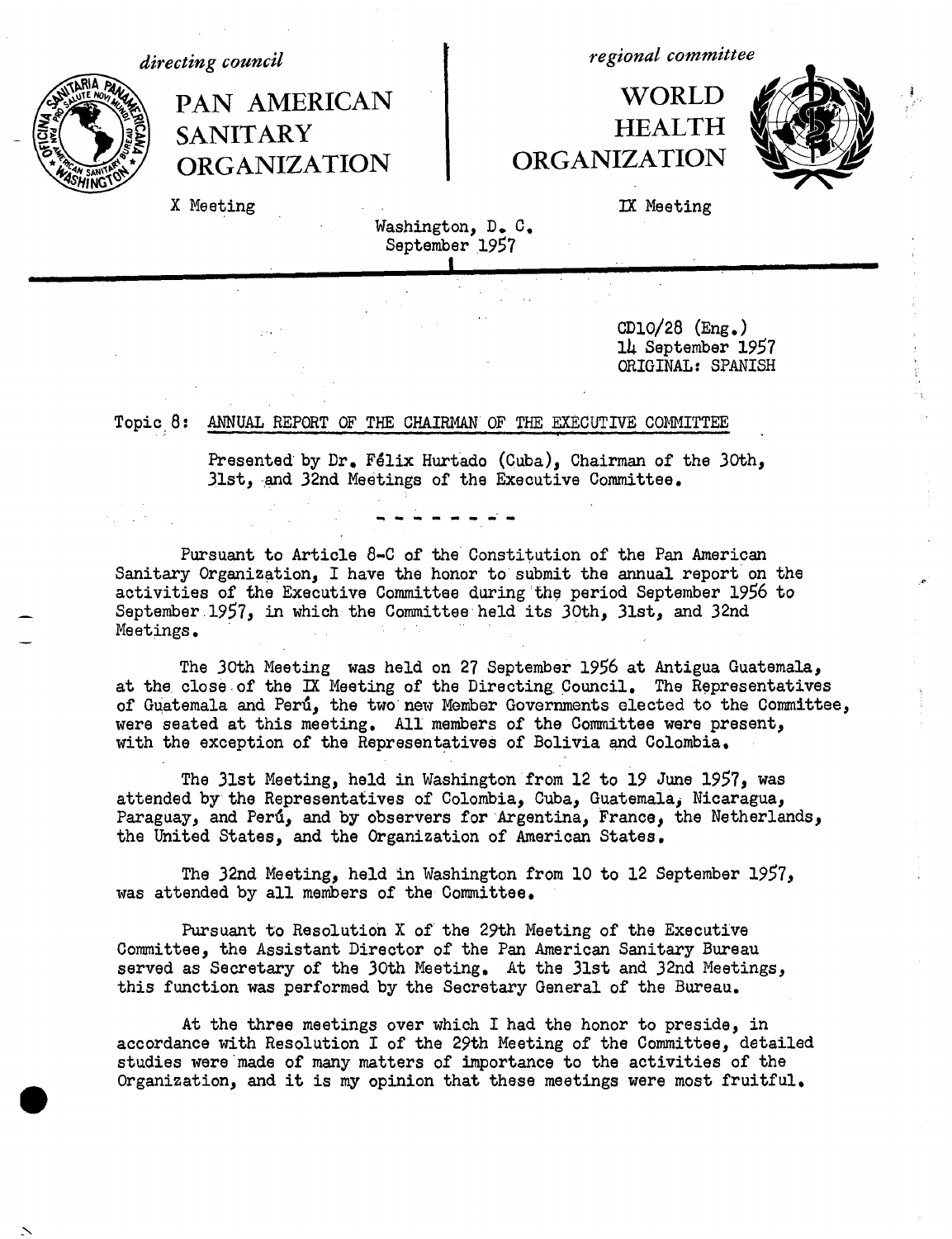*directing council*

# PAN AMERICAN SANITARY ORGANIZATION

X Meeting

*regional committee*

# WORLD HEALTH ORGANIZATION

IX Meeting

Washington, D. C.
September 1957

CD10/28 (Eng.)
14 September 1957
ORIGINAL: SPANISH

Topic 8: ANNUAL REPORT OF THE CHAIRMAN OF THE EXECUTIVE COMMITTEE

Presented by Dr. Félix Hurtado (Cuba), Chairman of the 30th, 31st, and 32nd Meetings of the Executive Committee.

- - - - - - - -

Pursuant to Article 8-C of the Constitution of the Pan American Sanitary Organization, I have the honor to submit the annual report on the activities of the Executive Committee during the period September 1956 to September 1957, in which the Committee held its 30th, 31st, and 32nd Meetings.

The 30th Meeting was held on 27 September 1956 at Antigua Guatemala, at the close of the IX Meeting of the Directing Council. The Representatives of Guatemala and Perú, the two new Member Governments elected to the Committee, were seated at this meeting. All members of the Committee were present, with the exception of the Representatives of Bolivia and Colombia.

The 31st Meeting, held in Washington from 12 to 19 June 1957, was attended by the Representatives of Colombia, Cuba, Guatemala, Nicaragua, Paraguay, and Perú, and by observers for Argentina, France, the Netherlands, the United States, and the Organization of American States.

The 32nd Meeting, held in Washington from 10 to 12 September 1957, was attended by all members of the Committee.

Pursuant to Resolution X of the 29th Meeting of the Executive Committee, the Assistant Director of the Pan American Sanitary Bureau served as Secretary of the 30th Meeting. At the 31st and 32nd Meetings, this function was performed by the Secretary General of the Bureau.

At the three meetings over which I had the honor to preside, in accordance with Resolution I of the 29th Meeting of the Committee, detailed studies were made of many matters of importance to the activities of the Organization, and it is my opinion that these meetings were most fruitful.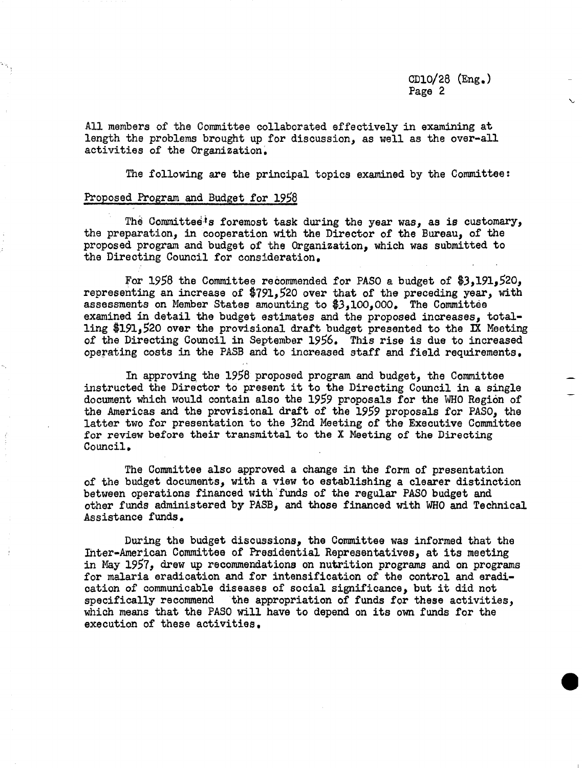All members of the Committee collaborated effectively in examining at length the problems brought up for discussion, as well as the over-all activities of the Organization.

The following are the principal topics examined by the Committee:

Proposed Program and Budget for 1958

The Committee's foremost task during the year was, as is customary, the preparation, in cooperation with the Director of the Bureau, of the proposed program and budget of the Organization, which was submitted to the Directing Council for consideration.

For 1958 the Committee recommended for PASO a budget of $3,191,520, representing an increase of $791,520 over that of the preceding year, with assessments on Member States amounting to $3,100,000. The Committee examined in detail the budget estimates and the proposed increases, totalling $191,520 over the provisional draft budget presented to the IX Meeting of the Directing Council in September 1956. This rise is due to increased operating costs in the PASB and to increased staff and field requirements.

In approving the 1958 proposed program and budget, the Committee instructed the Director to present it to the Directing Council in a single document which would contain also the 1959 proposals for the WHO Region of the Americas and the provisional draft of the 1959 proposals for PASO, the latter two for presentation to the 32nd Meeting of the Executive Committee for review before their transmittal to the X Meeting of the Directing Council.

The Committee also approved a change in the form of presentation of the budget documents, with a view to establishing a clearer distinction between operations financed with funds of the regular PASO budget and other funds administered by PASB, and those financed with WHO and Technical Assistance funds.

During the budget discussions, the Committee was informed that the Inter-American Committee of Presidential Representatives, at its meeting in May 1957, drew up recommendations on nutrition programs and on programs for malaria eradication and for intensification of the control and eradication of communicable diseases of social significance, but it did not specifically recommend the appropriation of funds for these activities, which means that the PASO will have to depend on its own funds for the execution of these activities.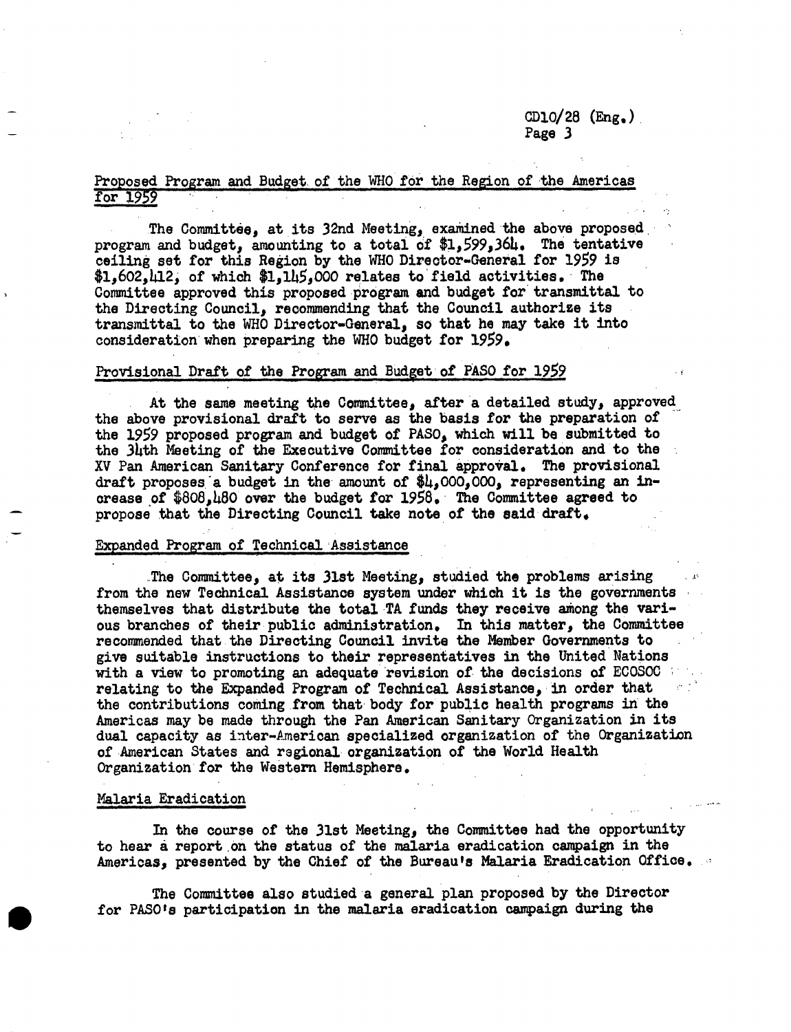## Proposed Program and Budget of the WHO for the Region of the Americas for 1959

The Committee, at its 32nd Meeting, examined the above proposed program and budget, amounting to a total of $1,599,364. The tentative ceiling set for this Region by the WHO Director-General for 1959 is $1,602,412, of which $1,145,000 relates to field activities. The Committee approved this proposed program and budget for transmittal to the Directing Council, recommending that the Council authorize its transmittal to the WHO Director-General, so that he may take it into consideration when preparing the WHO budget for 1959.

## Provisional Draft of the Program and Budget of PASO for 1959

At the same meeting the Committee, after a detailed study, approved the above provisional draft to serve as the basis for the preparation of the 1959 proposed program and budget of PASO, which will be submitted to the 34th Meeting of the Executive Committee for consideration and to the XV Pan American Sanitary Conference for final approval. The provisional draft proposes a budget in the amount of $4,000,000, representing an increase of $808,480 over the budget for 1958. The Committee agreed to propose that the Directing Council take note of the said draft.

## Expanded Program of Technical Assistance

The Committee, at its 31st Meeting, studied the problems arising from the new Technical Assistance system under which it is the governments themselves that distribute the total TA funds they receive among the various branches of their public administration. In this matter, the Committee recommended that the Directing Council invite the Member Governments to give suitable instructions to their representatives in the United Nations with a view to promoting an adequate revision of the decisions of ECOSOC relating to the Expanded Program of Technical Assistance, in order that the contributions coming from that body for public health programs in the Americas may be made through the Pan American Sanitary Organization in its dual capacity as inter-American specialized organization of the Organization of American States and regional organization of the World Health Organization for the Western Hemisphere.

## Malaria Eradication

In the course of the 31st Meeting, the Committee had the opportunity to hear a report on the status of the malaria eradication campaign in the Americas, presented by the Chief of the Bureau's Malaria Eradication Office.

The Committee also studied a general plan proposed by the Director for PASO's participation in the malaria eradication campaign during the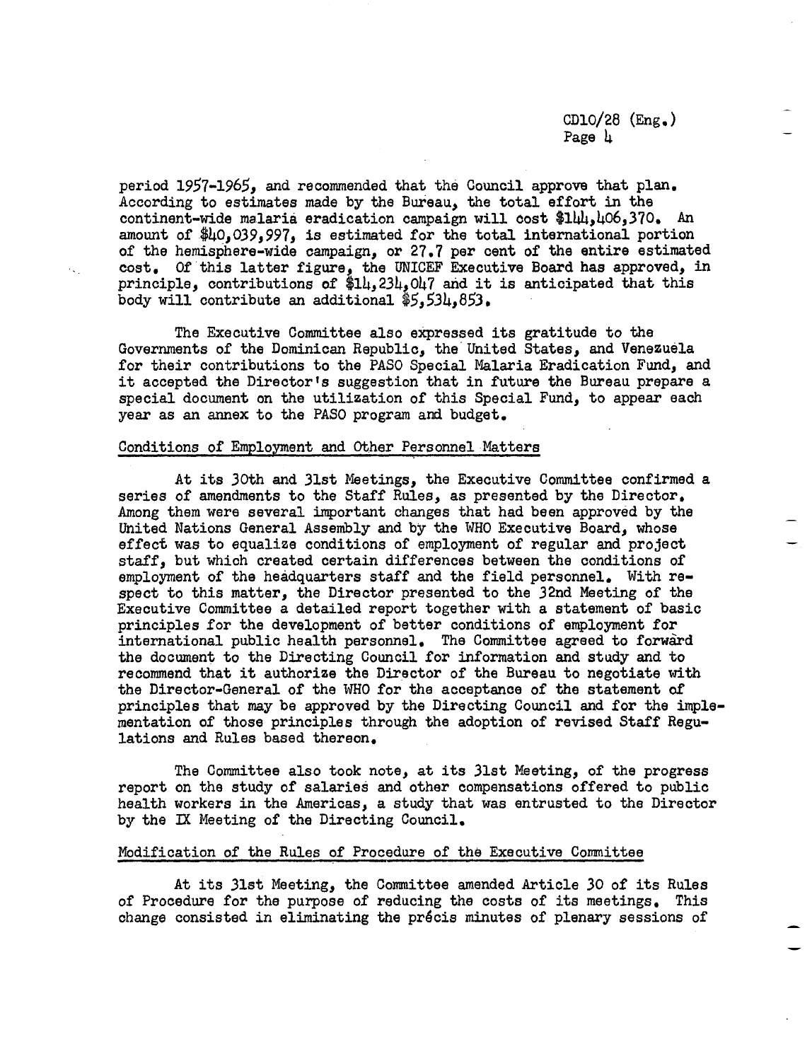period 1957-1965, and recommended that the Council approve that plan. According to estimates made by the Bureau, the total effort in the continent-wide malaria eradication campaign will cost $144,406,370. An amount of $40,039,997, is estimated for the total international portion of the hemisphere-wide campaign, or 27.7 per cent of the entire estimated cost. Of this latter figure, the UNICEF Executive Board has approved, in principle, contributions of $14,234,047 and it is anticipated that this body will contribute an additional $5,534,853.

The Executive Committee also expressed its gratitude to the Governments of the Dominican Republic, the United States, and Venezuela for their contributions to the PASO Special Malaria Eradication Fund, and it accepted the Director's suggestion that in future the Bureau prepare a special document on the utilization of this Special Fund, to appear each year as an annex to the PASO program and budget.

## Conditions of Employment and Other Personnel Matters

At its 30th and 31st Meetings, the Executive Committee confirmed a series of amendments to the Staff Rules, as presented by the Director. Among them were several important changes that had been approved by the United Nations General Assembly and by the WHO Executive Board, whose effect was to equalize conditions of employment of regular and project staff, but which created certain differences between the conditions of employment of the headquarters staff and the field personnel. With respect to this matter, the Director presented to the 32nd Meeting of the Executive Committee a detailed report together with a statement of basic principles for the development of better conditions of employment for international public health personnel. The Committee agreed to forward the document to the Directing Council for information and study and to recommend that it authorize the Director of the Bureau to negotiate with the Director-General of the WHO for the acceptance of the statement of principles that may be approved by the Directing Council and for the implementation of those principles through the adoption of revised Staff Regulations and Rules based thereon.

The Committee also took note, at its 31st Meeting, of the progress report on the study of salaries and other compensations offered to public health workers in the Americas, a study that was entrusted to the Director by the IX Meeting of the Directing Council.

## Modification of the Rules of Procedure of the Executive Committee

At its 31st Meeting, the Committee amended Article 30 of its Rules of Procedure for the purpose of reducing the costs of its meetings. This change consisted in eliminating the précis minutes of plenary sessions of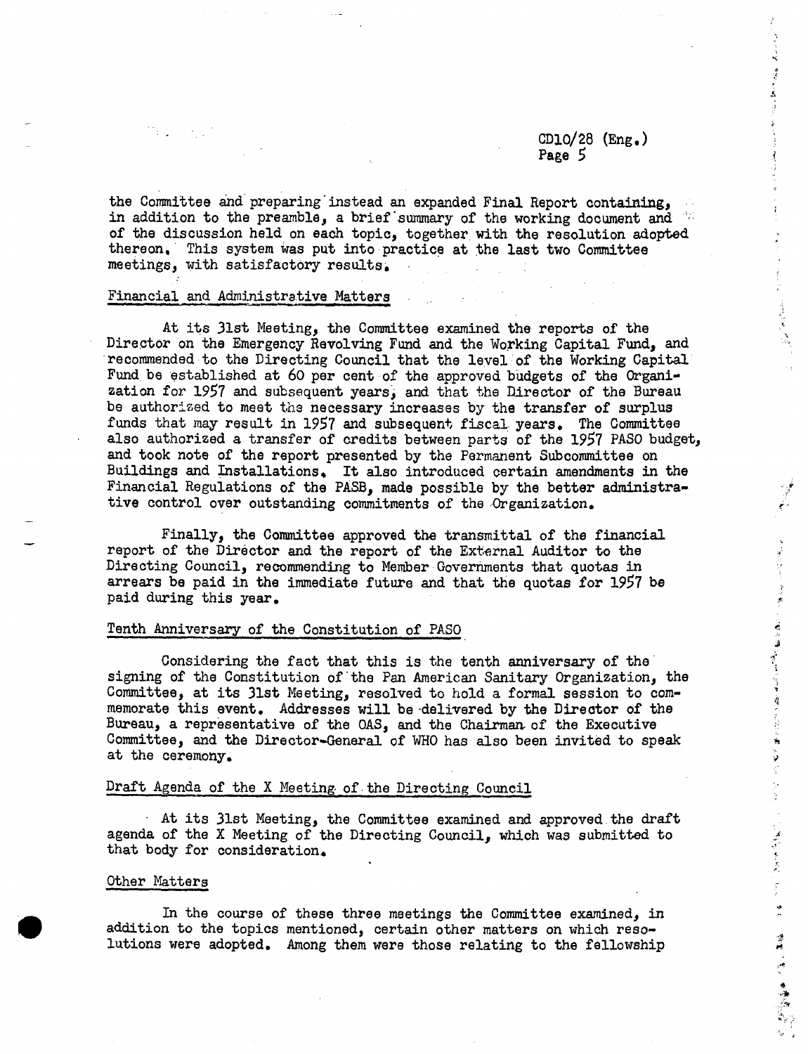the Committee and preparing instead an expanded Final Report containing, in addition to the preamble, a brief summary of the working document and of the discussion held on each topic, together with the resolution adopted thereon. This system was put into practice at the last two Committee meetings, with satisfactory results.

## Financial and Administrative Matters

At its 31st Meeting, the Committee examined the reports of the Director on the Emergency Revolving Fund and the Working Capital Fund, and recommended to the Directing Council that the level of the Working Capital Fund be established at 60 per cent of the approved budgets of the Organization for 1957 and subsequent years, and that the Director of the Bureau be authorized to meet the necessary increases by the transfer of surplus funds that may result in 1957 and subsequent fiscal years. The Committee also authorized a transfer of credits between parts of the 1957 PASO budget, and took note of the report presented by the Permanent Subcommittee on Buildings and Installations. It also introduced certain amendments in the Financial Regulations of the PASB, made possible by the better administrative control over outstanding commitments of the Organization.

Finally, the Committee approved the transmittal of the financial report of the Director and the report of the External Auditor to the Directing Council, recommending to Member Governments that quotas in arrears be paid in the immediate future and that the quotas for 1957 be paid during this year.

## Tenth Anniversary of the Constitution of PASO

Considering the fact that this is the tenth anniversary of the signing of the Constitution of the Pan American Sanitary Organization, the Committee, at its 31st Meeting, resolved to hold a formal session to commemorate this event. Addresses will be delivered by the Director of the Bureau, a representative of the OAS, and the Chairman of the Executive Committee, and the Director-General of WHO has also been invited to speak at the ceremony.

## Draft Agenda of the X Meeting of the Directing Council

At its 31st Meeting, the Committee examined and approved the draft agenda of the X Meeting of the Directing Council, which was submitted to that body for consideration.

## Other Matters

In the course of these three meetings the Committee examined, in addition to the topics mentioned, certain other matters on which resolutions were adopted. Among them were those relating to the fellowship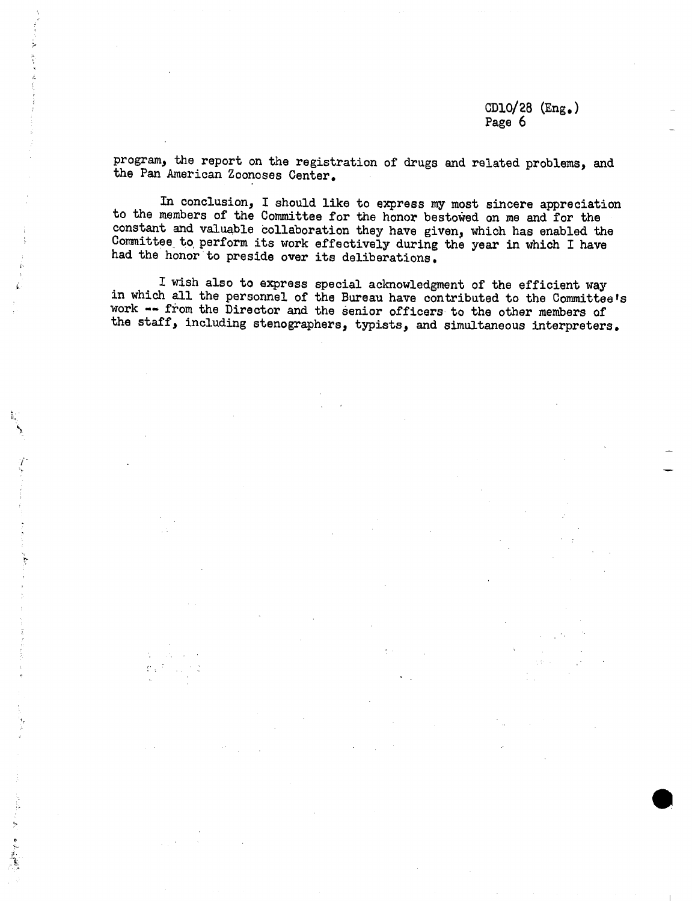program, the report on the registration of drugs and related problems, and the Pan American Zoonoses Center.

In conclusion, I should like to express my most sincere appreciation to the members of the Committee for the honor bestowed on me and for the constant and valuable collaboration they have given, which has enabled the Committee to perform its work effectively during the year in which I have had the honor to preside over its deliberations.

I wish also to express special acknowledgment of the efficient way in which all the personnel of the Bureau have contributed to the Committee's work -- from the Director and the senior officers to the other members of the staff, including stenographers, typists, and simultaneous interpreters.